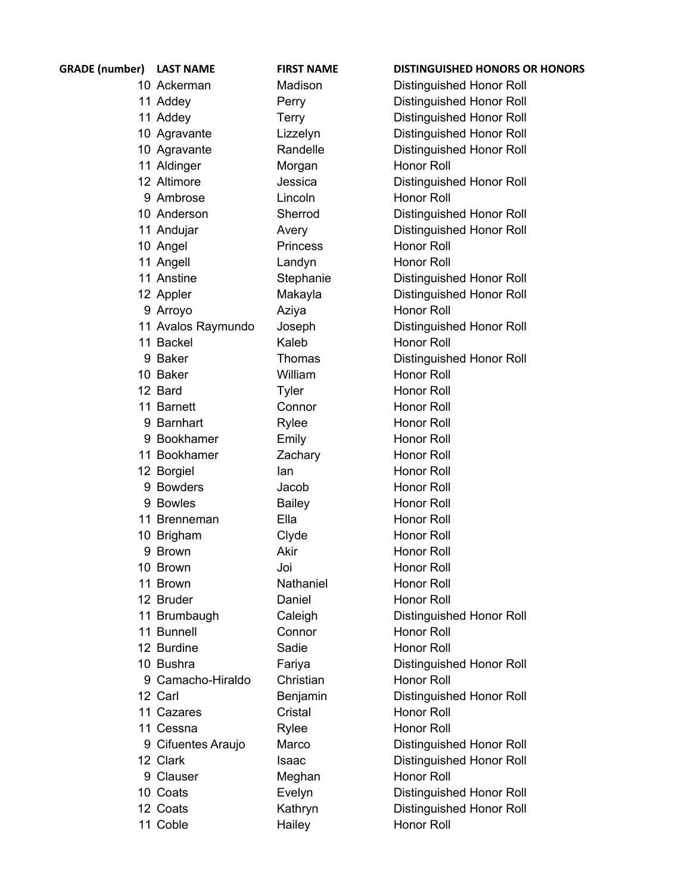| GRADE (number) | LAST NAME | FIRST NAME | DISTINGUISHED HONORS OR HONORS |
|---|---|---|---|
| 10 | Ackerman | Madison | Distinguished Honor Roll |
| 11 | Addey | Perry | Distinguished Honor Roll |
| 11 | Addey | Terry | Distinguished Honor Roll |
| 10 | Agravante | Lizzelyn | Distinguished Honor Roll |
| 10 | Agravante | Randelle | Distinguished Honor Roll |
| 11 | Aldinger | Morgan | Honor Roll |
| 12 | Altimore | Jessica | Distinguished Honor Roll |
| 9 | Ambrose | Lincoln | Honor Roll |
| 10 | Anderson | Sherrod | Distinguished Honor Roll |
| 11 | Andujar | Avery | Distinguished Honor Roll |
| 10 | Angel | Princess | Honor Roll |
| 11 | Angell | Landyn | Honor Roll |
| 11 | Anstine | Stephanie | Distinguished Honor Roll |
| 12 | Appler | Makayla | Distinguished Honor Roll |
| 9 | Arroyo | Aziya | Honor Roll |
| 11 | Avalos Raymundo | Joseph | Distinguished Honor Roll |
| 11 | Backel | Kaleb | Honor Roll |
| 9 | Baker | Thomas | Distinguished Honor Roll |
| 10 | Baker | William | Honor Roll |
| 12 | Bard | Tyler | Honor Roll |
| 11 | Barnett | Connor | Honor Roll |
| 9 | Barnhart | Rylee | Honor Roll |
| 9 | Bookhamer | Emily | Honor Roll |
| 11 | Bookhamer | Zachary | Honor Roll |
| 12 | Borgiel | Ian | Honor Roll |
| 9 | Bowders | Jacob | Honor Roll |
| 9 | Bowles | Bailey | Honor Roll |
| 11 | Brenneman | Ella | Honor Roll |
| 10 | Brigham | Clyde | Honor Roll |
| 9 | Brown | Akir | Honor Roll |
| 10 | Brown | Joi | Honor Roll |
| 11 | Brown | Nathaniel | Honor Roll |
| 12 | Bruder | Daniel | Honor Roll |
| 11 | Brumbaugh | Caleigh | Distinguished Honor Roll |
| 11 | Bunnell | Connor | Honor Roll |
| 12 | Burdine | Sadie | Honor Roll |
| 10 | Bushra | Fariya | Distinguished Honor Roll |
| 9 | Camacho-Hiraldo | Christian | Honor Roll |
| 12 | Carl | Benjamin | Distinguished Honor Roll |
| 11 | Cazares | Cristal | Honor Roll |
| 11 | Cessna | Rylee | Honor Roll |
| 9 | Cifuentes Araujo | Marco | Distinguished Honor Roll |
| 12 | Clark | Isaac | Distinguished Honor Roll |
| 9 | Clauser | Meghan | Honor Roll |
| 10 | Coats | Evelyn | Distinguished Honor Roll |
| 12 | Coats | Kathryn | Distinguished Honor Roll |
| 11 | Coble | Hailey | Honor Roll |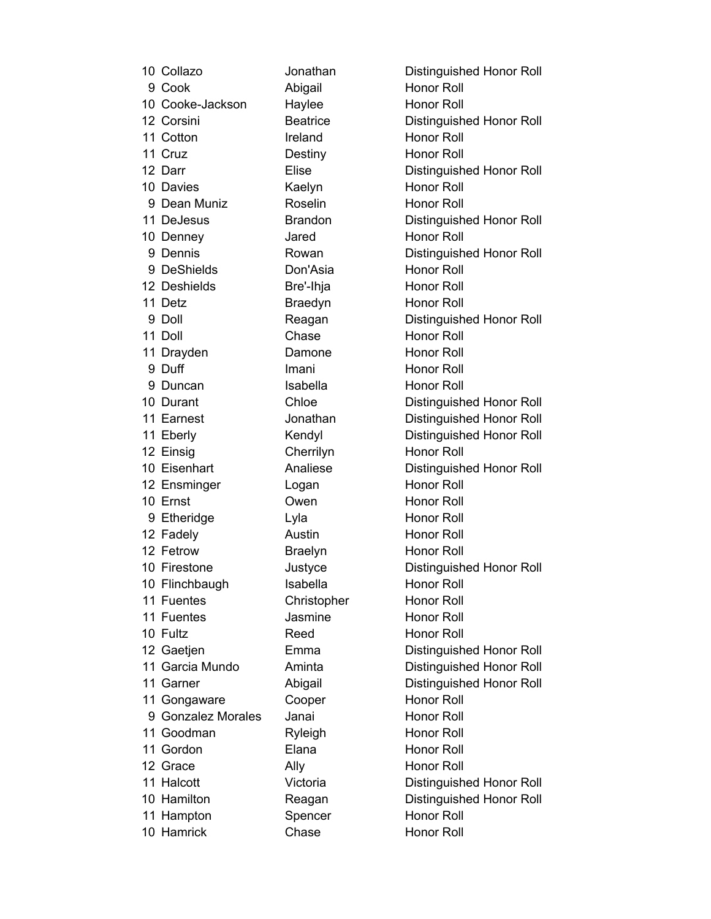| | | | |
|---|---|---|---|
| 10 | Collazo | Jonathan | Distinguished Honor Roll |
| 9 | Cook | Abigail | Honor Roll |
| 10 | Cooke-Jackson | Haylee | Honor Roll |
| 12 | Corsini | Beatrice | Distinguished Honor Roll |
| 11 | Cotton | Ireland | Honor Roll |
| 11 | Cruz | Destiny | Honor Roll |
| 12 | Darr | Elise | Distinguished Honor Roll |
| 10 | Davies | Kaelyn | Honor Roll |
| 9 | Dean Muniz | Roselin | Honor Roll |
| 11 | DeJesus | Brandon | Distinguished Honor Roll |
| 10 | Denney | Jared | Honor Roll |
| 9 | Dennis | Rowan | Distinguished Honor Roll |
| 9 | DeShields | Don'Asia | Honor Roll |
| 12 | Deshields | Bre'-Ihja | Honor Roll |
| 11 | Detz | Braedyn | Honor Roll |
| 9 | Doll | Reagan | Distinguished Honor Roll |
| 11 | Doll | Chase | Honor Roll |
| 11 | Drayden | Damone | Honor Roll |
| 9 | Duff | Imani | Honor Roll |
| 9 | Duncan | Isabella | Honor Roll |
| 10 | Durant | Chloe | Distinguished Honor Roll |
| 11 | Earnest | Jonathan | Distinguished Honor Roll |
| 11 | Eberly | Kendyl | Distinguished Honor Roll |
| 12 | Einsig | Cherrilyn | Honor Roll |
| 10 | Eisenhart | Analiese | Distinguished Honor Roll |
| 12 | Ensminger | Logan | Honor Roll |
| 10 | Ernst | Owen | Honor Roll |
| 9 | Etheridge | Lyla | Honor Roll |
| 12 | Fadely | Austin | Honor Roll |
| 12 | Fetrow | Braelyn | Honor Roll |
| 10 | Firestone | Justyce | Distinguished Honor Roll |
| 10 | Flinchbaugh | Isabella | Honor Roll |
| 11 | Fuentes | Christopher | Honor Roll |
| 11 | Fuentes | Jasmine | Honor Roll |
| 10 | Fultz | Reed | Honor Roll |
| 12 | Gaetjen | Emma | Distinguished Honor Roll |
| 11 | Garcia Mundo | Aminta | Distinguished Honor Roll |
| 11 | Garner | Abigail | Distinguished Honor Roll |
| 11 | Gongaware | Cooper | Honor Roll |
| 9 | Gonzalez Morales | Janai | Honor Roll |
| 11 | Goodman | Ryleigh | Honor Roll |
| 11 | Gordon | Elana | Honor Roll |
| 12 | Grace | Ally | Honor Roll |
| 11 | Halcott | Victoria | Distinguished Honor Roll |
| 10 | Hamilton | Reagan | Distinguished Honor Roll |
| 11 | Hampton | Spencer | Honor Roll |
| 10 | Hamrick | Chase | Honor Roll |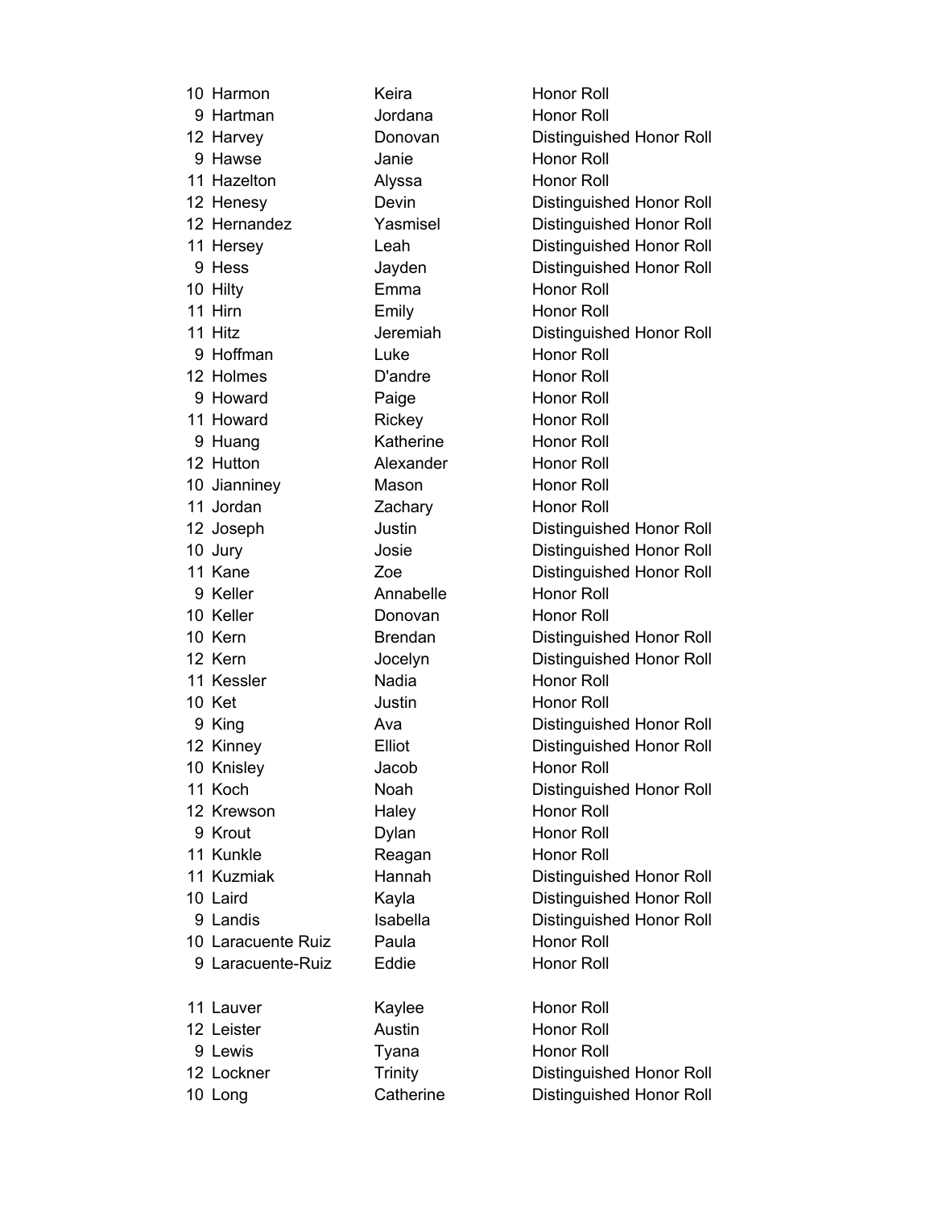| | | | |
|---|---|---|---|
| 10 | Harmon | Keira | Honor Roll |
| 9 | Hartman | Jordana | Honor Roll |
| 12 | Harvey | Donovan | Distinguished Honor Roll |
| 9 | Hawse | Janie | Honor Roll |
| 11 | Hazelton | Alyssa | Honor Roll |
| 12 | Henesy | Devin | Distinguished Honor Roll |
| 12 | Hernandez | Yasmisel | Distinguished Honor Roll |
| 11 | Hersey | Leah | Distinguished Honor Roll |
| 9 | Hess | Jayden | Distinguished Honor Roll |
| 10 | Hilty | Emma | Honor Roll |
| 11 | Hirn | Emily | Honor Roll |
| 11 | Hitz | Jeremiah | Distinguished Honor Roll |
| 9 | Hoffman | Luke | Honor Roll |
| 12 | Holmes | D'andre | Honor Roll |
| 9 | Howard | Paige | Honor Roll |
| 11 | Howard | Rickey | Honor Roll |
| 9 | Huang | Katherine | Honor Roll |
| 12 | Hutton | Alexander | Honor Roll |
| 10 | Jianniney | Mason | Honor Roll |
| 11 | Jordan | Zachary | Honor Roll |
| 12 | Joseph | Justin | Distinguished Honor Roll |
| 10 | Jury | Josie | Distinguished Honor Roll |
| 11 | Kane | Zoe | Distinguished Honor Roll |
| 9 | Keller | Annabelle | Honor Roll |
| 10 | Keller | Donovan | Honor Roll |
| 10 | Kern | Brendan | Distinguished Honor Roll |
| 12 | Kern | Jocelyn | Distinguished Honor Roll |
| 11 | Kessler | Nadia | Honor Roll |
| 10 | Ket | Justin | Honor Roll |
| 9 | King | Ava | Distinguished Honor Roll |
| 12 | Kinney | Elliot | Distinguished Honor Roll |
| 10 | Knisley | Jacob | Honor Roll |
| 11 | Koch | Noah | Distinguished Honor Roll |
| 12 | Krewson | Haley | Honor Roll |
| 9 | Krout | Dylan | Honor Roll |
| 11 | Kunkle | Reagan | Honor Roll |
| 11 | Kuzmiak | Hannah | Distinguished Honor Roll |
| 10 | Laird | Kayla | Distinguished Honor Roll |
| 9 | Landis | Isabella | Distinguished Honor Roll |
| 10 | Laracuente Ruiz | Paula | Honor Roll |
| 9 | Laracuente-Ruiz | Eddie | Honor Roll |
| 11 | Lauver | Kaylee | Honor Roll |
| 12 | Leister | Austin | Honor Roll |
| 9 | Lewis | Tyana | Honor Roll |
| 12 | Lockner | Trinity | Distinguished Honor Roll |
| 10 | Long | Catherine | Distinguished Honor Roll |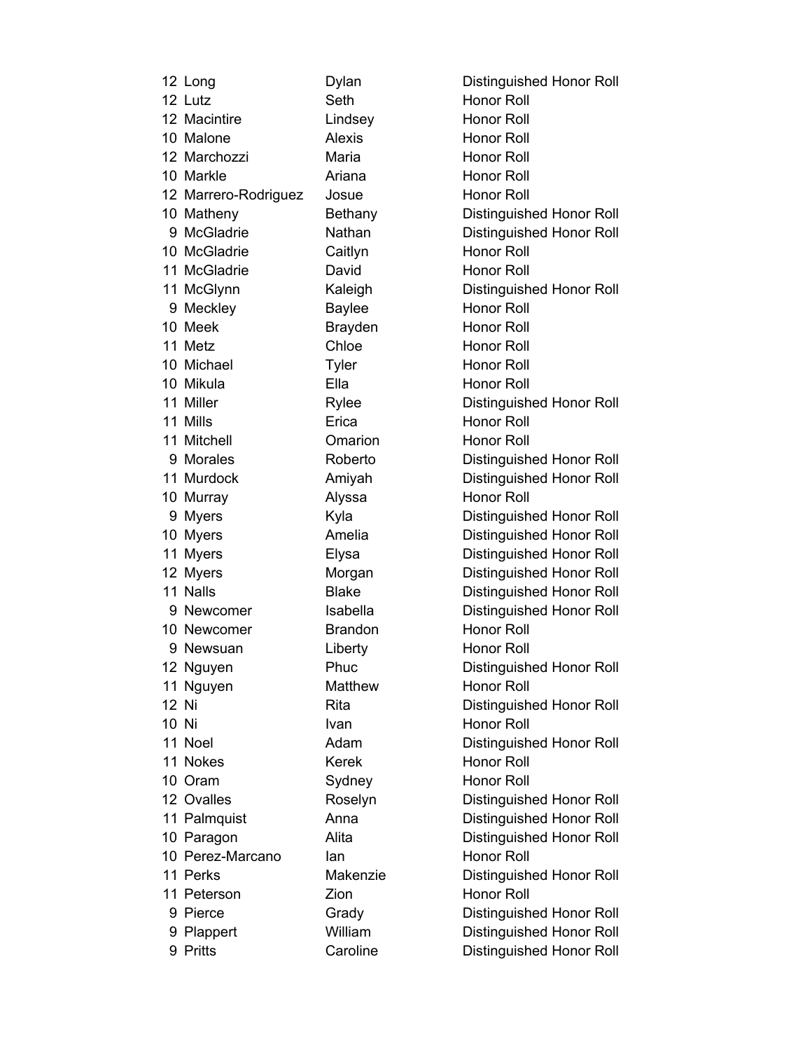| | | | |
|---|---|---|---|
| 12 | Long | Dylan | Distinguished Honor Roll |
| 12 | Lutz | Seth | Honor Roll |
| 12 | Macintire | Lindsey | Honor Roll |
| 10 | Malone | Alexis | Honor Roll |
| 12 | Marchozzi | Maria | Honor Roll |
| 10 | Markle | Ariana | Honor Roll |
| 12 | Marrero-Rodriguez | Josue | Honor Roll |
| 10 | Matheny | Bethany | Distinguished Honor Roll |
| 9 | McGladrie | Nathan | Distinguished Honor Roll |
| 10 | McGladrie | Caitlyn | Honor Roll |
| 11 | McGladrie | David | Honor Roll |
| 11 | McGlynn | Kaleigh | Distinguished Honor Roll |
| 9 | Meckley | Baylee | Honor Roll |
| 10 | Meek | Brayden | Honor Roll |
| 11 | Metz | Chloe | Honor Roll |
| 10 | Michael | Tyler | Honor Roll |
| 10 | Mikula | Ella | Honor Roll |
| 11 | Miller | Rylee | Distinguished Honor Roll |
| 11 | Mills | Erica | Honor Roll |
| 11 | Mitchell | Omarion | Honor Roll |
| 9 | Morales | Roberto | Distinguished Honor Roll |
| 11 | Murdock | Amiyah | Distinguished Honor Roll |
| 10 | Murray | Alyssa | Honor Roll |
| 9 | Myers | Kyla | Distinguished Honor Roll |
| 10 | Myers | Amelia | Distinguished Honor Roll |
| 11 | Myers | Elysa | Distinguished Honor Roll |
| 12 | Myers | Morgan | Distinguished Honor Roll |
| 11 | Nalls | Blake | Distinguished Honor Roll |
| 9 | Newcomer | Isabella | Distinguished Honor Roll |
| 10 | Newcomer | Brandon | Honor Roll |
| 9 | Newsuan | Liberty | Honor Roll |
| 12 | Nguyen | Phuc | Distinguished Honor Roll |
| 11 | Nguyen | Matthew | Honor Roll |
| 12 | Ni | Rita | Distinguished Honor Roll |
| 10 | Ni | Ivan | Honor Roll |
| 11 | Noel | Adam | Distinguished Honor Roll |
| 11 | Nokes | Kerek | Honor Roll |
| 10 | Oram | Sydney | Honor Roll |
| 12 | Ovalles | Roselyn | Distinguished Honor Roll |
| 11 | Palmquist | Anna | Distinguished Honor Roll |
| 10 | Paragon | Alita | Distinguished Honor Roll |
| 10 | Perez-Marcano | Ian | Honor Roll |
| 11 | Perks | Makenzie | Distinguished Honor Roll |
| 11 | Peterson | Zion | Honor Roll |
| 9 | Pierce | Grady | Distinguished Honor Roll |
| 9 | Plappert | William | Distinguished Honor Roll |
| 9 | Pritts | Caroline | Distinguished Honor Roll |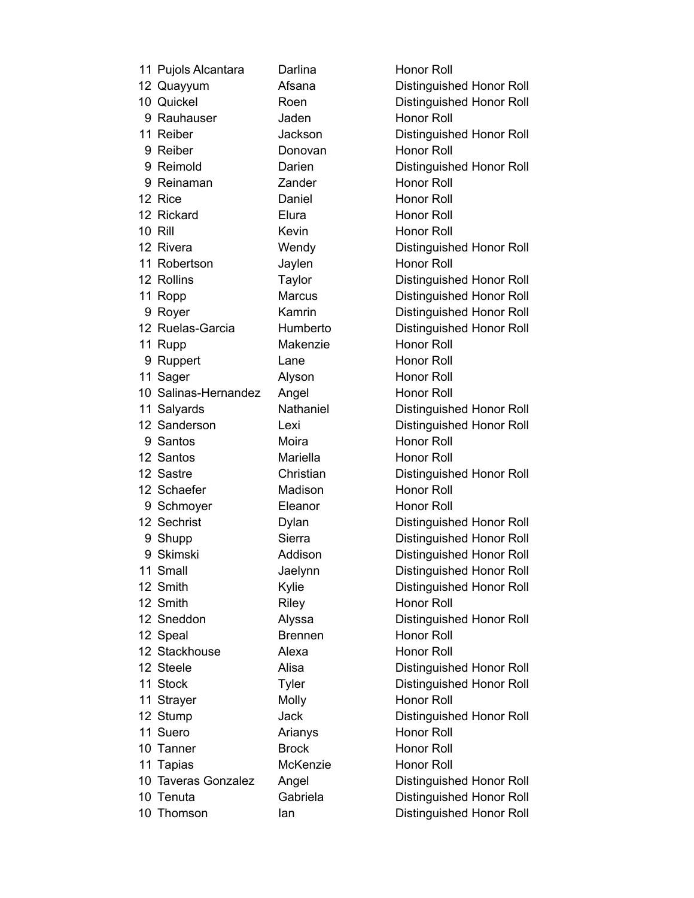| | | | |
|---|---|---|---|
| 11 | Pujols Alcantara | Darlina | Honor Roll |
| 12 | Quayyum | Afsana | Distinguished Honor Roll |
| 10 | Quickel | Roen | Distinguished Honor Roll |
| 9 | Rauhauser | Jaden | Honor Roll |
| 11 | Reiber | Jackson | Distinguished Honor Roll |
| 9 | Reiber | Donovan | Honor Roll |
| 9 | Reimold | Darien | Distinguished Honor Roll |
| 9 | Reinaman | Zander | Honor Roll |
| 12 | Rice | Daniel | Honor Roll |
| 12 | Rickard | Elura | Honor Roll |
| 10 | Rill | Kevin | Honor Roll |
| 12 | Rivera | Wendy | Distinguished Honor Roll |
| 11 | Robertson | Jaylen | Honor Roll |
| 12 | Rollins | Taylor | Distinguished Honor Roll |
| 11 | Ropp | Marcus | Distinguished Honor Roll |
| 9 | Royer | Kamrin | Distinguished Honor Roll |
| 12 | Ruelas-Garcia | Humberto | Distinguished Honor Roll |
| 11 | Rupp | Makenzie | Honor Roll |
| 9 | Ruppert | Lane | Honor Roll |
| 11 | Sager | Alyson | Honor Roll |
| 10 | Salinas-Hernandez | Angel | Honor Roll |
| 11 | Salyards | Nathaniel | Distinguished Honor Roll |
| 12 | Sanderson | Lexi | Distinguished Honor Roll |
| 9 | Santos | Moira | Honor Roll |
| 12 | Santos | Mariella | Honor Roll |
| 12 | Sastre | Christian | Distinguished Honor Roll |
| 12 | Schaefer | Madison | Honor Roll |
| 9 | Schmoyer | Eleanor | Honor Roll |
| 12 | Sechrist | Dylan | Distinguished Honor Roll |
| 9 | Shupp | Sierra | Distinguished Honor Roll |
| 9 | Skimski | Addison | Distinguished Honor Roll |
| 11 | Small | Jaelynn | Distinguished Honor Roll |
| 12 | Smith | Kylie | Distinguished Honor Roll |
| 12 | Smith | Riley | Honor Roll |
| 12 | Sneddon | Alyssa | Distinguished Honor Roll |
| 12 | Speal | Brennen | Honor Roll |
| 12 | Stackhouse | Alexa | Honor Roll |
| 12 | Steele | Alisa | Distinguished Honor Roll |
| 11 | Stock | Tyler | Distinguished Honor Roll |
| 11 | Strayer | Molly | Honor Roll |
| 12 | Stump | Jack | Distinguished Honor Roll |
| 11 | Suero | Arianys | Honor Roll |
| 10 | Tanner | Brock | Honor Roll |
| 11 | Tapias | McKenzie | Honor Roll |
| 10 | Taveras Gonzalez | Angel | Distinguished Honor Roll |
| 10 | Tenuta | Gabriela | Distinguished Honor Roll |
| 10 | Thomson | Ian | Distinguished Honor Roll |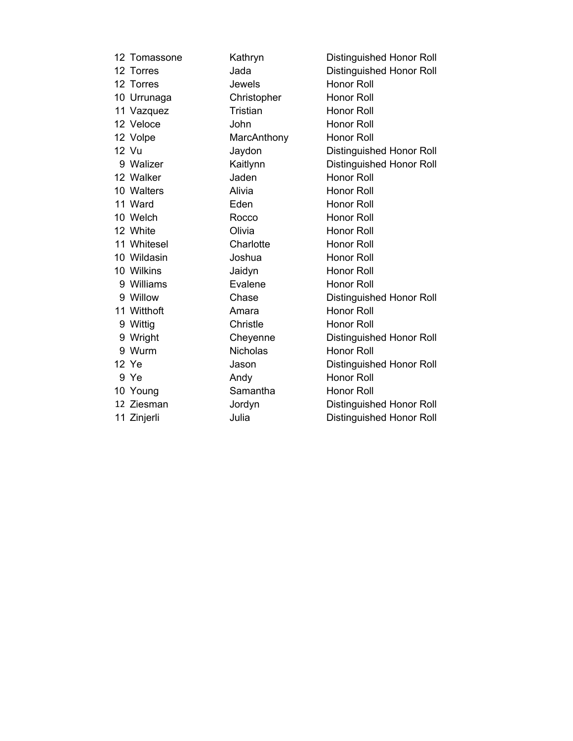| | | | |
|---|---|---|---|
| 12 | Tomassone | Kathryn | Distinguished Honor Roll |
| 12 | Torres | Jada | Distinguished Honor Roll |
| 12 | Torres | Jewels | Honor Roll |
| 10 | Urrunaga | Christopher | Honor Roll |
| 11 | Vazquez | Tristian | Honor Roll |
| 12 | Veloce | John | Honor Roll |
| 12 | Volpe | MarcAnthony | Honor Roll |
| 12 | Vu | Jaydon | Distinguished Honor Roll |
| 9 | Walizer | Kaitlynn | Distinguished Honor Roll |
| 12 | Walker | Jaden | Honor Roll |
| 10 | Walters | Alivia | Honor Roll |
| 11 | Ward | Eden | Honor Roll |
| 10 | Welch | Rocco | Honor Roll |
| 12 | White | Olivia | Honor Roll |
| 11 | Whitesel | Charlotte | Honor Roll |
| 10 | Wildasin | Joshua | Honor Roll |
| 10 | Wilkins | Jaidyn | Honor Roll |
| 9 | Williams | Evalene | Honor Roll |
| 9 | Willow | Chase | Distinguished Honor Roll |
| 11 | Witthoft | Amara | Honor Roll |
| 9 | Wittig | Christle | Honor Roll |
| 9 | Wright | Cheyenne | Distinguished Honor Roll |
| 9 | Wurm | Nicholas | Honor Roll |
| 12 | Ye | Jason | Distinguished Honor Roll |
| 9 | Ye | Andy | Honor Roll |
| 10 | Young | Samantha | Honor Roll |
| 12 | Ziesman | Jordyn | Distinguished Honor Roll |
| 11 | Zinjerli | Julia | Distinguished Honor Roll |